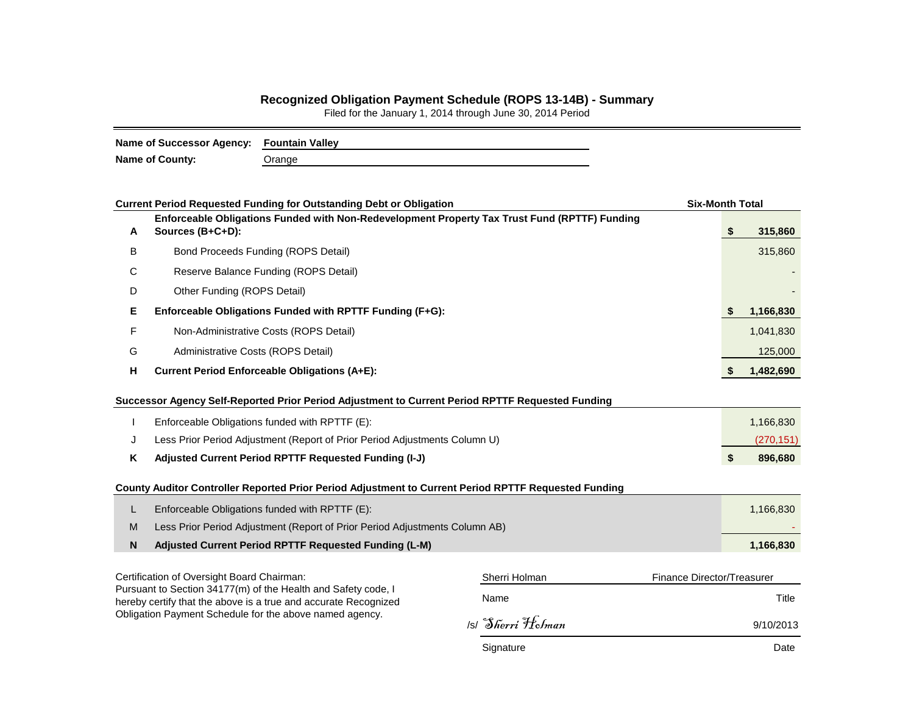## Recognized Obligation Payment Schedule (ROPS 13-14B) - Summary

Filed for the January 1, 2014 through June 30, 2014 Period

**Name of Successor Agency:** **Fountain Valley**

**Name of County:** Orange

| | Current Period Requested Funding for Outstanding Debt or Obligation | Six-Month Total |
|---|---|---|
| **A** | **Enforceable Obligations Funded with Non-Redevelopment Property Tax Trust Fund (RPTTF) Funding Sources (B+C+D):** | **$ 315,860** |
| B | Bond Proceeds Funding (ROPS Detail) | 315,860 |
| C | Reserve Balance Funding (ROPS Detail) | - |
| D | Other Funding (ROPS Detail) | - |
| **E** | **Enforceable Obligations Funded with RPTTF Funding (F+G):** | **$ 1,166,830** |
| F | Non-Administrative Costs (ROPS Detail) | 1,041,830 |
| G | Administrative Costs (ROPS Detail) | 125,000 |
| **H** | **Current Period Enforceable Obligations (A+E):** | **$ 1,482,690** |

| | Successor Agency Self-Reported Prior Period Adjustment to Current Period RPTTF Requested Funding | |
|---|---|---|
| I | Enforceable Obligations funded with RPTTF (E): | 1,166,830 |
| J | Less Prior Period Adjustment (Report of Prior Period Adjustments Column U) | (270,151) |
| **K** | **Adjusted Current Period RPTTF Requested Funding (I-J)** | **$ 896,680** |

| | County Auditor Controller Reported Prior Period Adjustment to Current Period RPTTF Requested Funding | |
|---|---|---|
| L | Enforceable Obligations funded with RPTTF (E): | 1,166,830 |
| M | Less Prior Period Adjustment (Report of Prior Period Adjustments Column AB) | - |
| **N** | **Adjusted Current Period RPTTF Requested Funding (L-M)** | **1,166,830** |

Certification of Oversight Board Chairman:
Pursuant to Section 34177(m) of the Health and Safety code, I hereby certify that the above is a true and accurate Recognized Obligation Payment Schedule for the above named agency.

| Sherri Holman | Finance Director/Treasurer |
|---|---|
| Name | Title |
| /s/ *Sherri Holman* | 9/10/2013 |
| Signature | Date |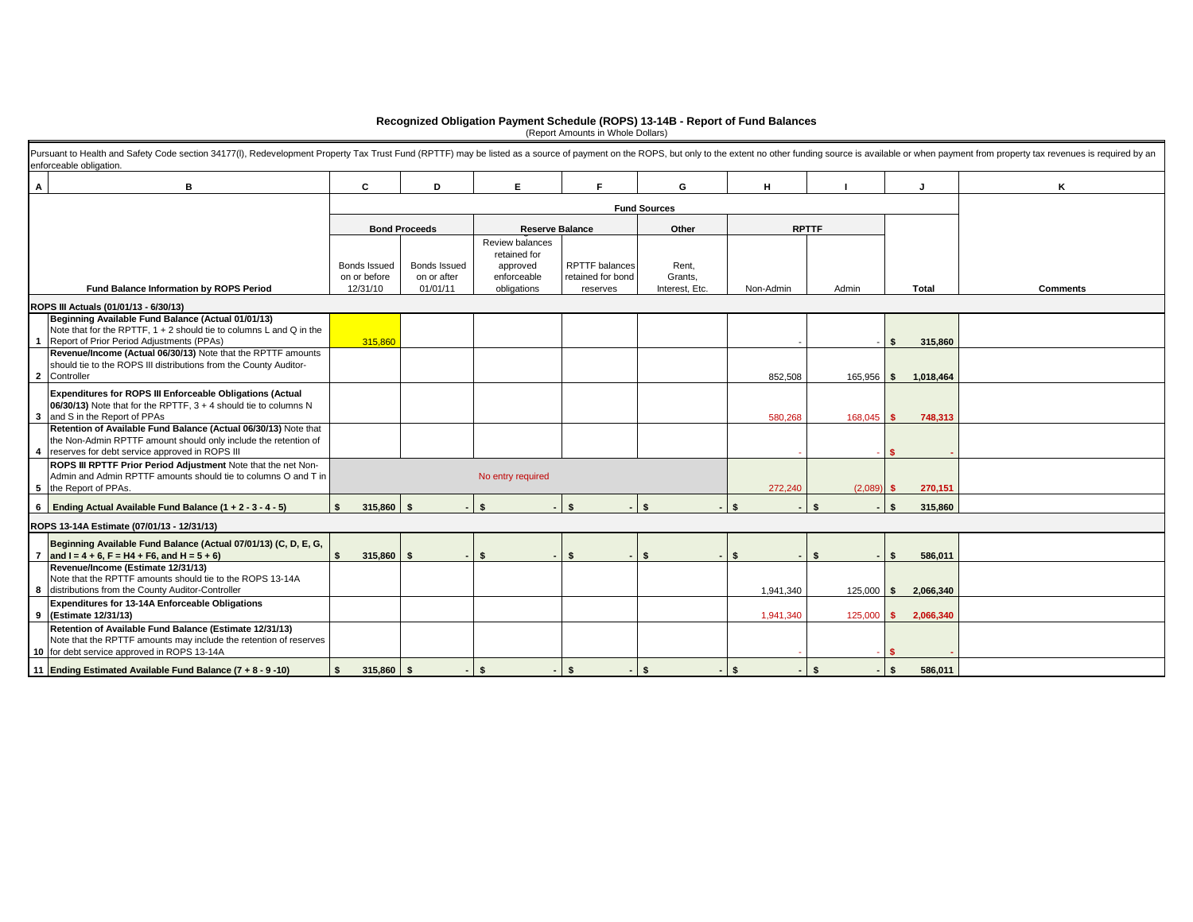# Recognized Obligation Payment Schedule (ROPS) 13-14B - Report of Fund Balances

(Report Amounts in Whole Dollars)

Pursuant to Health and Safety Code section 34177(l), Redevelopment Property Tax Trust Fund (RPTTF) may be listed as a source of payment on the ROPS, but only to the extent no other funding source is available or when payment from property tax revenues is required by an enforceable obligation.

| A | B | C | D | E | F | G | H | I | J | K |
|---|---|---|---|---|---|---|---|---|---|---|
| | | Fund Sources | | | | | | | | |
| | | Bond Proceeds | | Reserve Balance | | Other | RPTTF | | | |
| | Fund Balance Information by ROPS Period | Bonds Issued on or before 12/31/10 | Bonds Issued on or after 01/01/11 | Review balances retained for approved enforceable obligations | RPTTF balances retained for bond reserves | Rent, Grants, Interest, Etc. | Non-Admin | Admin | Total | Comments |
| | **ROPS III Actuals (01/01/13 - 6/30/13)** | | | | | | | | | |
| 1 | **Beginning Available Fund Balance (Actual 01/01/13)** Note that for the RPTTF, 1 + 2 should tie to columns L and Q in the Report of Prior Period Adjustments (PPAs) | 315,860 | | | | | - | - | $ 315,860 | |
| 2 | **Revenue/Income (Actual 06/30/13)** Note that the RPTTF amounts should tie to the ROPS III distributions from the County Auditor-Controller | | | | | | 852,508 | 165,956 | $ 1,018,464 | |
| 3 | **Expenditures for ROPS III Enforceable Obligations (Actual 06/30/13)** Note that for the RPTTF, 3 + 4 should tie to columns N and S in the Report of PPAs | | | | | | 580,268 | 168,045 | $ 748,313 | |
| 4 | **Retention of Available Fund Balance (Actual 06/30/13)** Note that the Non-Admin RPTTF amount should only include the retention of reserves for debt service approved in ROPS III | | | | | | - | - | $ - | |
| 5 | **ROPS III RPTTF Prior Period Adjustment** Note that the net Non-Admin and Admin RPTTF amounts should tie to columns O and T in the Report of PPAs. | No entry required | | | | | 272,240 | (2,089) | $ 270,151 | |
| 6 | **Ending Actual Available Fund Balance (1 + 2 - 3 - 4 - 5)** | $ 315,860 | $ - | $ - | $ - | $ - | $ - | $ - | $ 315,860 | |
| | **ROPS 13-14A Estimate (07/01/13 - 12/31/13)** | | | | | | | | | |
| 7 | **Beginning Available Fund Balance (Actual 07/01/13) (C, D, E, G, and I = 4 + 6, F = H4 + F6, and H = 5 + 6)** | $ 315,860 | $ - | $ - | $ - | $ - | $ - | $ - | $ 586,011 | |
| 8 | **Revenue/Income (Estimate 12/31/13)** Note that the RPTTF amounts should tie to the ROPS 13-14A distributions from the County Auditor-Controller | | | | | | 1,941,340 | 125,000 | $ 2,066,340 | |
| 9 | **Expenditures for 13-14A Enforceable Obligations (Estimate 12/31/13)** | | | | | | 1,941,340 | 125,000 | $ 2,066,340 | |
| 10 | **Retention of Available Fund Balance (Estimate 12/31/13)** Note that the RPTTF amounts may include the retention of reserves for debt service approved in ROPS 13-14A | | | | | | - | - | $ - | |
| 11 | **Ending Estimated Available Fund Balance (7 + 8 - 9 -10)** | $ 315,860 | $ - | $ - | $ - | $ - | $ - | $ - | $ 586,011 | |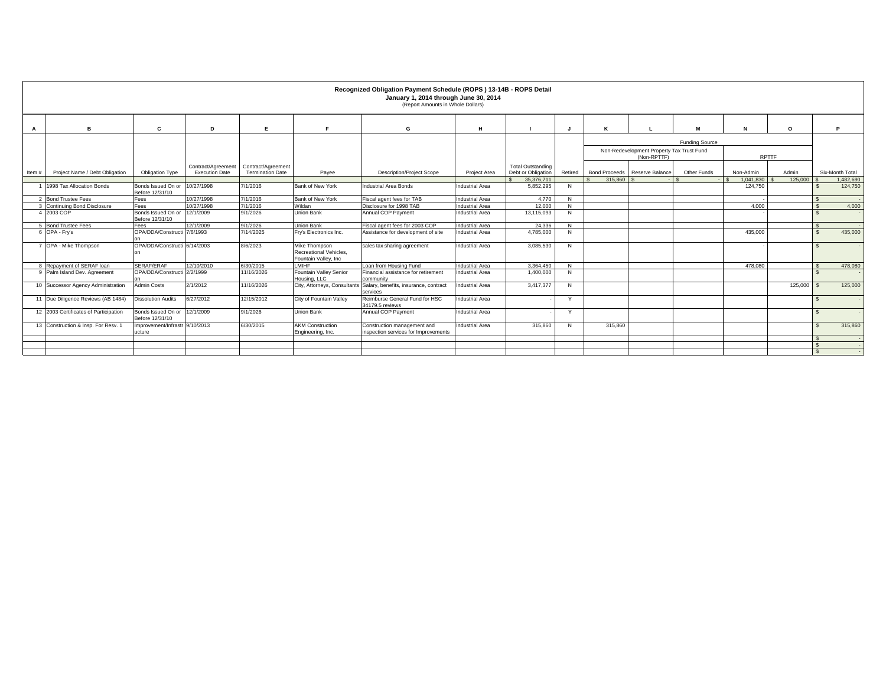**Recognized Obligation Payment Schedule (ROPS ) 13-14B - ROPS Detail**
**January 1, 2014 through June 30, 2014**
(Report Amounts in Whole Dollars)

| A | B | C | D | E | F | G | H | I | J | K | L | M | N | O | P |
|---|---|---|---|---|---|---|---|---|---|---|---|---|---|---|---|
| | | | | | | | | | | Funding Source | | | | | |
| | | | | | | | | | | Non-Redevelopment Property Tax Trust Fund (Non-RPTTF) | | | RPTTF | | |
| Item # | Project Name / Debt Obligation | Obligation Type | Contract/Agreement Execution Date | Contract/Agreement Termination Date | Payee | Description/Project Scope | Project Area | Total Outstanding Debt or Obligation | Retired | Bond Proceeds | Reserve Balance | Other Funds | Non-Admin | Admin | Six-Month Total |
| | | | | | | | | $ 35,376,711 | | $ 315,860 | $ - | $ - | $ 1,041,830 | $ 125,000 | $ 1,482,690 |
| 1 | 1998 Tax Allocation Bonds | Bonds Issued On or Before 12/31/10 | 10/27/1998 | 7/1/2016 | Bank of New York | Industrial Area Bonds | Industrial Area | 5,852,295 | N | | | | 124,750 | | $ 124,750 |
| 2 | Bond Trustee Fees | Fees | 10/27/1998 | 7/1/2016 | Bank of New York | Fiscal agent fees for TAB | Industrial Area | 4,770 | N | | | | - | | $ - |
| 3 | Continuing Bond Disclosure | Fees | 10/27/1998 | 7/1/2016 | Wildan | Disclosure for 1998 TAB | Industrial Area | 12,000 | N | | | | 4,000 | | $ 4,000 |
| 4 | 2003 COP | Bonds Issued On or Before 12/31/10 | 12/1/2009 | 9/1/2026 | Union Bank | Annual COP Payment | Industrial Area | 13,115,093 | N | | | | - | | $ - |
| 5 | Bond Trustee Fees | Fees | 12/1/2009 | 9/1/2026 | Union Bank | Fiscal agent fees for 2003 COP | Industrial Area | 24,336 | N | | | | | | $ - |
| 6 | OPA - Fry's | OPA/DDA/Construction | 7/6/1993 | 7/14/2025 | Fry's Electronics Inc. | Assistance for development of site | Industrial Area | 4,785,000 | N | | | | 435,000 | | $ 435,000 |
| 7 | OPA - Mike Thompson | OPA/DDA/Construction | 6/14/2003 | 8/6/2023 | Mike Thompson Recreational Vehicles, Fountain Valley, Inc | sales tax sharing agreement | Industrial Area | 3,085,530 | N | | | | - | | $ - |
| 8 | Repayment of SERAF loan | SERAF/ERAF | 12/10/2010 | 6/30/2015 | LMIHF | Loan from Housing Fund | Industrial Area | 3,364,450 | N | | | | 478,080 | | $ 478,080 |
| 9 | Palm Island Dev. Agreement | OPA/DDA/Construction | 2/2/1999 | 11/16/2026 | Fountain Valley Senior Housing, LLC | Financial assistance for retirement community | Industrial Area | 1,400,000 | N | | | | | | $ - |
| 10 | Successor Agency Administration | Admin Costs | 2/1/2012 | 11/16/2026 | City, Attorneys, Consultants | Salary, benefits, insurance, contract services | Industrial Area | 3,417,377 | N | | | | | 125,000 | $ 125,000 |
| 11 | Due Diligence Reviews (AB 1484) | Dissolution Audits | 6/27/2012 | 12/15/2012 | City of Fountain Valley | Reimburse General Fund for HSC 34179.5 reviews | Industrial Area | - | Y | | | | | | $ - |
| 12 | 2003 Certificates of Participation | Bonds Issued On or Before 12/31/10 | 12/1/2009 | 9/1/2026 | Union Bank | Annual COP Payment | Industrial Area | - | Y | | | | | | $ - |
| 13 | Construction & Insp. For Resv. 1 | Improvement/Infrastructure | 9/10/2013 | 6/30/2015 | AKM Construction Engineering, Inc. | Construction management and inspection services for Improvements | Industrial Area | 315,860 | N | 315,860 | | | | | $ 315,860 |
| | | | | | | | | | | | | | | | $ - |
| | | | | | | | | | | | | | | | $ - |
| | | | | | | | | | | | | | | | $ - |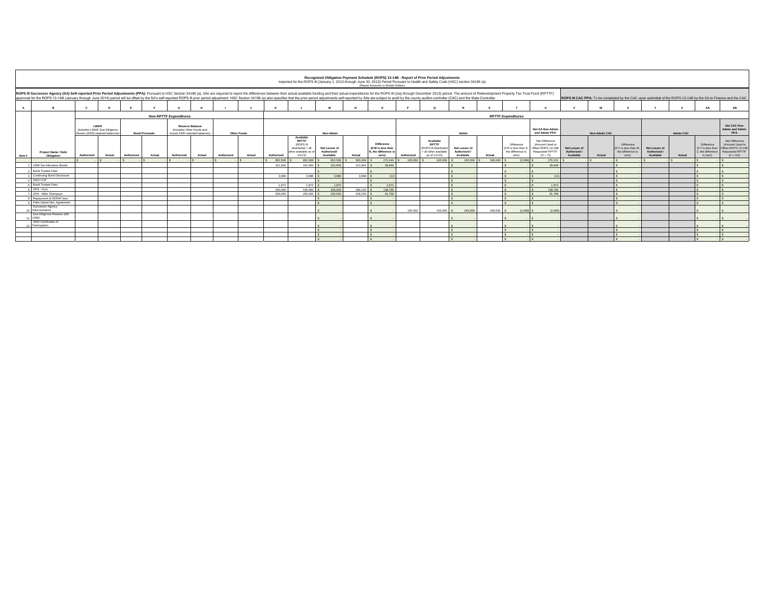# Recognized Obligation Payment Schedule (ROPS) 13-14B - Report of Prior Period Adjustments

Reported for the ROPS III (January 1, 2013 through June 30, 2013) Period Pursuant to Health and Safety Code (HSC) section 34186 (a)

(Report Amounts in Whole Dollars)

**ROPS III Successor Agency (SA) Self-reported Prior Period Adjustments (PPA):** Pursuant to HSC Section 34186 (a), SAs are required to report the differences between their actual available funding and their actual expenditures for the ROPS III (July through December 2013) period. The amount of Redevelopment Property Tax Trust Fund (RPTTF) approved for the ROPS 13-14B (January through June 2014) period will be offset by the SA's self-reported ROPS III prior period adjustment. HSC Section 34186 (a) also specifies that the prior period adjustments self-reported by SAs are subject to audit by the county auditor-controller (CAC) and the State Controller.

**ROPS III CAC PPA:** To be completed by the CAC upon submittal of the ROPS 13-14B by the SA to Finance and the CAC

| A | B | C | D | E | F | G | H | I | J | K | L | M | N | O | P | Q | R | S | T | U | V | W | X | Y | Z | AA | AB |
|---|---|---|---|---|---|---|---|---|---|---|---|---|---|---|---|---|---|---|---|---|---|---|---|---|---|---|---|
| | | Non-RPTTF Expenditures | | | | | | | | RPTTF Expenditures | | | | | | | | | | | | | | | | | |
| | | LMIHF (Includes LMIHF Due Diligence Review (DDR) retained balances) | | Bond Proceeds | | Reserve Balance (Includes Other Funds and Assets DDR retained balances) | | Other Funds | | Non-Admin | | | | | Admin | | | | | Net SA Non-Admin and Admin PPA | Non-Admin CAC | | | Admin CAC | | | Net CAC Non-Admin and Admin PPA |
| Item # | Project Name / Debt Obligation | Authorized | Actual | Authorized | Actual | Authorized | Actual | Authorized | Actual | Authorized | Available RPTTF (ROPS III distributed + all other available as of 1/1/13) | Net Lesser of Authorized/ Available | Actual | Difference (If M is less than N, the difference is zero) | Authorized | Available RPTTF (ROPS III distributed + all other available as of 1/1/13) | Net Lesser of Authorized / Available | Actual | Difference (If R is less than S, the difference is zero) | Net Difference (Amount Used to Offset ROPS 13-14B Requested RPTTF (O + T)) | Net Lesser of Authorized / Available | Actual | Difference (If V is less than W, the difference is zero) | Net Lesser of Authorized / Available | Actual | Difference (If Y is less than Z, the difference is zero) | Net Difference (Amount Used to Offset ROPS 13-14B Requested RPTTF (X + AA)) |
| | | $ - | $ - | $ - | $ - | $ - | $ - | $ - | $ - | $ 852,508 | $ 852,508 | $ 852,508 | $ 580,268 | $ 272,240 | $ 165,956 | $ 165,956 | $ 165,956 | $ 168,045 | $ (2,089) | $ 270,151 | $ - | $ - | $ - | $ - | $ - | $ - | $ - |
| 1 | 1998 Tax Allocation Bonds | | | | | | | | | 161,650 | 161,650 | $ 161,650 | 121,804 | $ 39,846 | | | $ - | | $ - | $ 39,846 | | | $ - | | | $ - | $ - |
| 2 | Bond Trustee Fees | | | | | | | | | | | $ - | | $ - | | | $ - | | $ - | $ - | | | $ - | | | $ - | $ - |
| 3 | Continuing Bond Disclosure | | | | | | | | | 3,986 | 3,986 | $ 3,986 | 3,998 | $ (12) | | | $ - | | $ - | $ (12) | | | $ - | | | $ - | $ - |
| 4 | 2003 COP | | | | | | | | | | | $ - | | $ - | | | $ - | | $ - | $ - | | | $ - | | | $ - | $ - |
| 5 | Bond Trustee Fees | | | | | | | | | 1,872 | 1,872 | $ 1,872 | | $ 1,872 | | | $ - | | $ - | $ 1,872 | | | $ - | | | $ - | $ - |
| 6 | OPA - Fry's | | | | | | | | | 435,000 | 435,000 | $ 435,000 | 296,234 | $ 138,766 | | | $ - | | $ - | $ 138,766 | | | $ - | | | $ - | $ - |
| 7 | OPA - Mike Thompson | | | | | | | | | 250,000 | 250,000 | $ 250,000 | 158,233 | $ 91,768 | | | $ - | | $ - | $ 91,768 | | | $ - | | | $ - | $ - |
| 8 | Repayment of SERAF loan | | | | | | | | | | | $ - | | $ - | | | $ - | | $ - | $ - | | | $ - | | | $ - | $ - |
| 9 | Palm Island Dev. Agreement | | | | | | | | | | | $ - | | $ - | | | $ - | | $ - | $ - | | | $ - | | | $ - | $ - |
| 10 | Successor Agency Administration | | | | | | | | | | | $ - | | $ - | 165,956 | 165,956 | $ 165,956 | 168,045 | $ (2,089) | $ (2,089) | | | $ - | | | $ - | $ - |
| 11 | Due Diligence Reviews (AB 1484) | | | | | | | | | | | $ - | | $ - | | | $ - | | $ - | $ - | | | $ - | | | $ - | $ - |
| 12 | 2003 Certificates of Participation | | | | | | | | | | | $ - | | $ - | | | $ - | | $ - | $ - | | | $ - | | | $ - | $ - |
| | | | | | | | | | | | | $ - | | $ - | | | $ - | | $ - | $ - | | | $ - | | | $ - | $ - |
| | | | | | | | | | | | | $ - | | $ - | | | $ - | | $ - | $ - | | | $ - | | | $ - | $ - |
| | | | | | | | | | | | | $ - | | $ - | | | $ - | | $ - | $ - | | | $ - | | | $ - | $ - |
| | | | | | | | | | | | | $ - | | $ - | | | $ - | | $ - | $ - | | | $ - | | | $ - | $ - |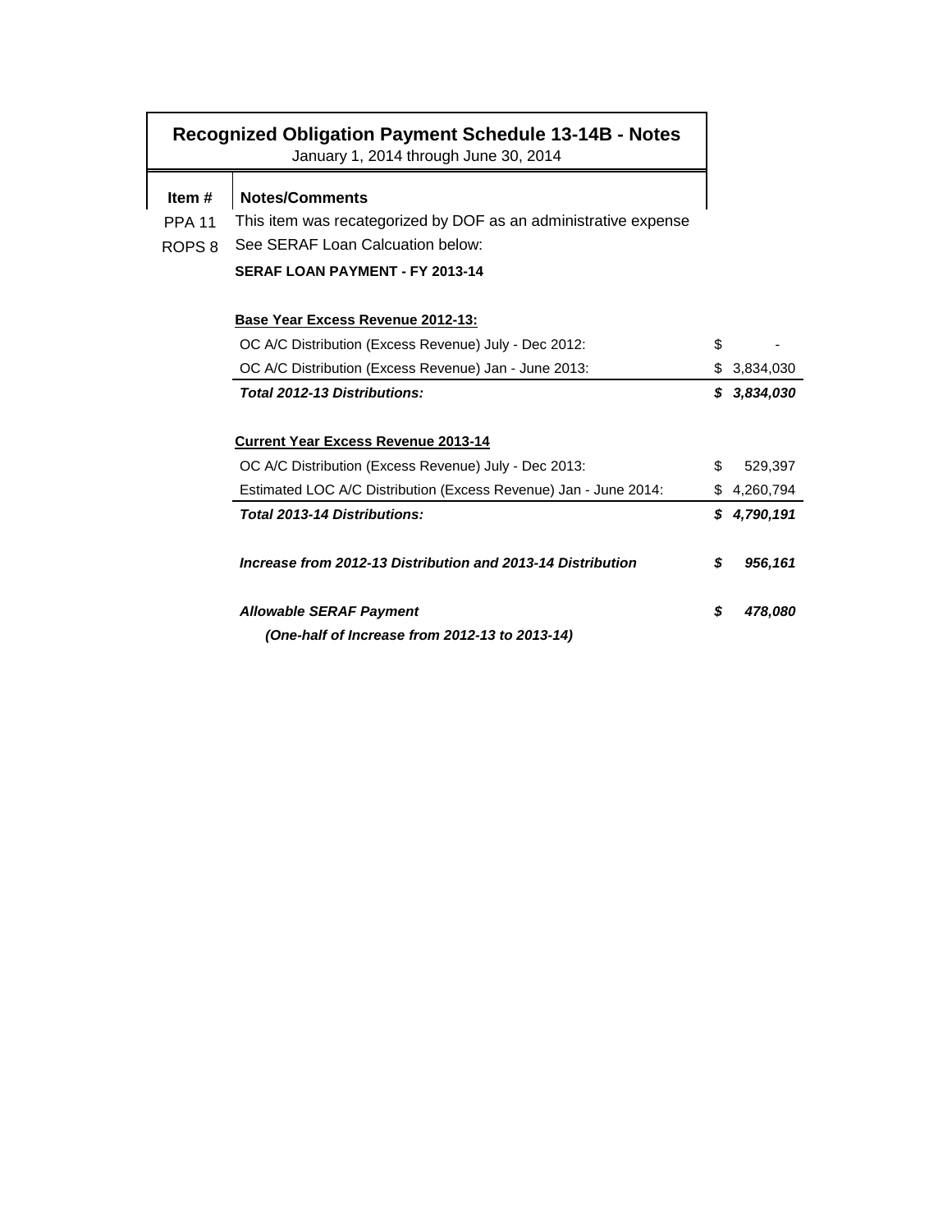## Recognized Obligation Payment Schedule 13-14B - Notes

January 1, 2014 through June 30, 2014

| Item # | Notes/Comments |
|---|---|
| PPA 11 | This item was recategorized by DOF as an administrative expense |
| ROPS 8 | See SERAF Loan Calcuation below: |

**SERAF LOAN PAYMENT - FY 2013-14**

| | | |
|---|---|---|
| **Base Year Excess Revenue 2012-13:** | | |
| OC A/C Distribution (Excess Revenue) July - Dec 2012: | $ | - |
| OC A/C Distribution (Excess Revenue) Jan - June 2013: | $ | 3,834,030 |
| ***Total 2012-13 Distributions:*** | ***$*** | ***3,834,030*** |
| **Current Year Excess Revenue 2013-14** | | |
| OC A/C Distribution (Excess Revenue) July - Dec 2013: | $ | 529,397 |
| Estimated LOC A/C Distribution (Excess Revenue) Jan - June 2014: | $ | 4,260,794 |
| ***Total 2013-14 Distributions:*** | ***$*** | ***4,790,191*** |
| ***Increase from 2012-13 Distribution and 2013-14 Distribution*** | ***$*** | ***956,161*** |
| ***Allowable SERAF Payment*** | ***$*** | ***478,080*** |
| ***(One-half of Increase from 2012-13 to 2013-14)*** | | |